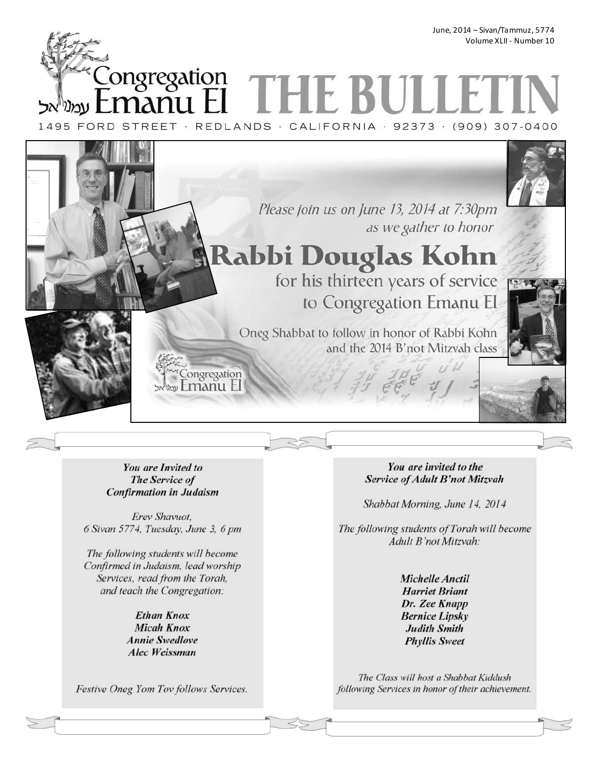June, 2014 – Sivan/Tammuz, 5774
Volume XLII - Number 10

# Congregation Emanu El עמנו'אל THE BULLETIN

1495 FORD STREET · REDLANDS · CALIFORNIA · 92373 · (909) 307-0400

*Please join us on June 13, 2014 at 7:30pm as we gather to honor*

## Rabbi Douglas Kohn

for his thirteen years of service to Congregation Emanu El

Oneg Shabbat to follow in honor of Rabbi Kohn and the 2014 B'not Mitzvah class

Congregation Emanu El עמנו'אל

***You are Invited to The Service of Confirmation in Judaism***

*Erev Shavuot, 6 Sivan 5774, Tuesday, June 3, 6 pm*

*The following students will become Confirmed in Judaism, lead worship Services, read from the Torah, and teach the Congregation:*

***Ethan Knox***
***Micah Knox***
***Annie Swedlove***
***Alec Weissman***

*Festive Oneg Yom Tov follows Services.*

***You are invited to the Service of Adult B'not Mitzvah***

*Shabbat Morning, June 14, 2014*

*The following students of Torah will become Adult B'not Mitzvah:*

***Michelle Anctil***
***Harriet Briant***
***Dr. Zee Knapp***
***Bernice Lipsky***
***Judith Smith***
***Phyllis Sweet***

*The Class will host a Shabbat Kiddush following Services in honor of their achievement.*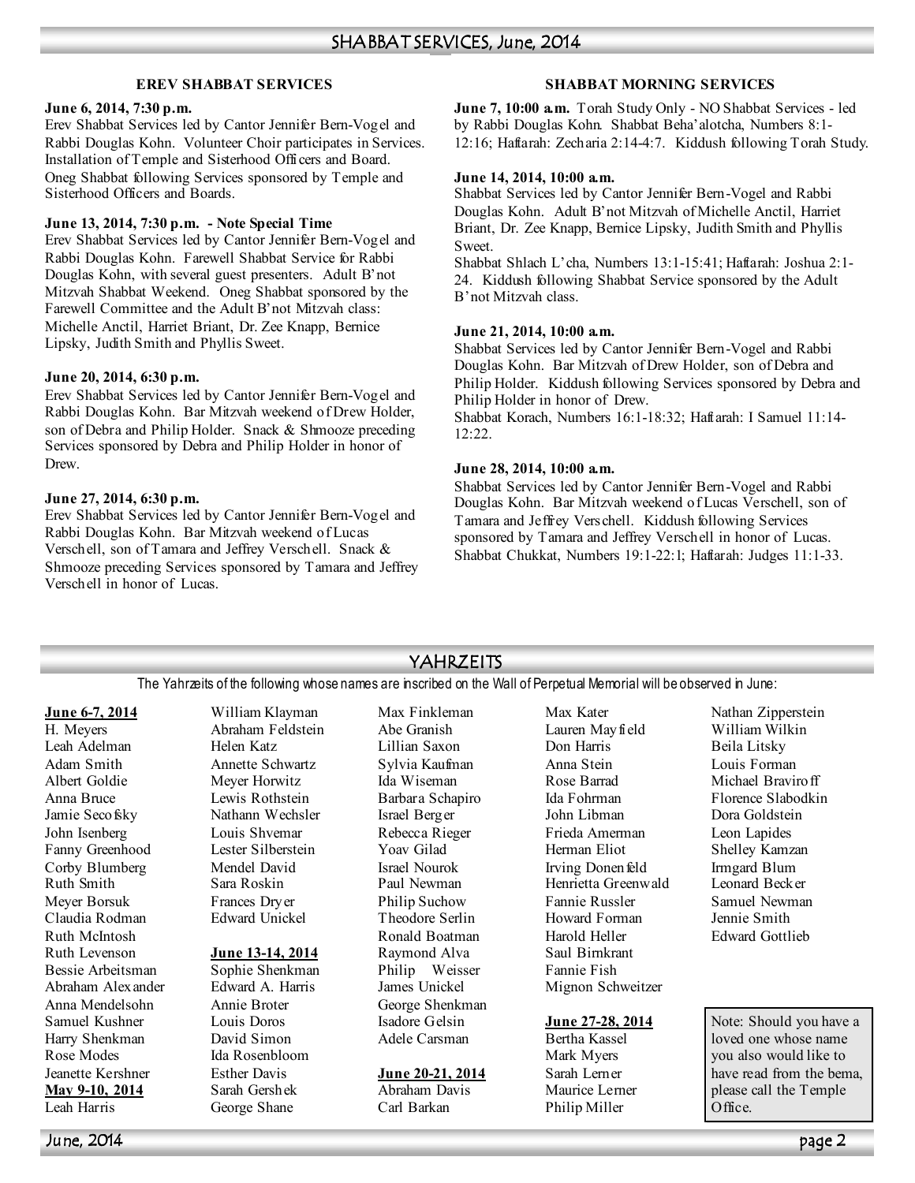# SHABBAT SERVICES, June, 2014

## EREV SHABBAT SERVICES

**June 6, 2014, 7:30 p.m.**
Erev Shabbat Services led by Cantor Jennifer Bern-Vogel and Rabbi Douglas Kohn. Volunteer Choir participates in Services. Installation of Temple and Sisterhood Officers and Board. Oneg Shabbat following Services sponsored by Temple and Sisterhood Officers and Boards.

**June 13, 2014, 7:30 p.m. - Note Special Time**
Erev Shabbat Services led by Cantor Jennifer Bern-Vogel and Rabbi Douglas Kohn. Farewell Shabbat Service for Rabbi Douglas Kohn, with several guest presenters. Adult B'not Mitzvah Shabbat Weekend. Oneg Shabbat sponsored by the Farewell Committee and the Adult B'not Mitzvah class: Michelle Anctil, Harriet Briant, Dr. Zee Knapp, Bernice Lipsky, Judith Smith and Phyllis Sweet.

**June 20, 2014, 6:30 p.m.**
Erev Shabbat Services led by Cantor Jennifer Bern-Vogel and Rabbi Douglas Kohn. Bar Mitzvah weekend of Drew Holder, son of Debra and Philip Holder. Snack & Shmooze preceding Services sponsored by Debra and Philip Holder in honor of Drew.

**June 27, 2014, 6:30 p.m.**
Erev Shabbat Services led by Cantor Jennifer Bern-Vogel and Rabbi Douglas Kohn. Bar Mitzvah weekend of Lucas Verschell, son of Tamara and Jeffrey Verschell. Snack & Shmooze preceding Services sponsored by Tamara and Jeffrey Verschell in honor of Lucas.

## SHABBAT MORNING SERVICES

**June 7, 10:00 a.m.** Torah Study Only - NO Shabbat Services - led by Rabbi Douglas Kohn. Shabbat Beha'alotcha, Numbers 8:1-12:16; Haftarah: Zecharia 2:14-4:7. Kiddush following Torah Study.

**June 14, 2014, 10:00 a.m.**
Shabbat Services led by Cantor Jennifer Bern-Vogel and Rabbi Douglas Kohn. Adult B'not Mitzvah of Michelle Anctil, Harriet Briant, Dr. Zee Knapp, Bernice Lipsky, Judith Smith and Phyllis Sweet.
Shabbat Shlach L'cha, Numbers 13:1-15:41; Haftarah: Joshua 2:1-24. Kiddush following Shabbat Service sponsored by the Adult B'not Mitzvah class.

**June 21, 2014, 10:00 a.m.**
Shabbat Services led by Cantor Jennifer Bern-Vogel and Rabbi Douglas Kohn. Bar Mitzvah of Drew Holder, son of Debra and Philip Holder. Kiddush following Services sponsored by Debra and Philip Holder in honor of Drew.
Shabbat Korach, Numbers 16:1-18:32; Haftarah: I Samuel 11:14-12:22.

**June 28, 2014, 10:00 a.m.**
Shabbat Services led by Cantor Jennifer Bern-Vogel and Rabbi Douglas Kohn. Bar Mitzvah weekend of Lucas Verschell, son of Tamara and Jeffrey Verschell. Kiddush following Services sponsored by Tamara and Jeffrey Verschell in honor of Lucas.
Shabbat Chukkat, Numbers 19:1-22:1; Haftarah: Judges 11:1-33.

# YAHRZEITS

The Yahrzeits of the following whose names are inscribed on the Wall of Perpetual Memorial will be observed in June:

**June 6-7, 2014**
H. Meyers
Leah Adelman
Adam Smith
Albert Goldie
Anna Bruce
Jamie Secofsky
John Isenberg
Fanny Greenhood
Corby Blumberg
Ruth Smith
Meyer Borsuk
Claudia Rodman
Ruth McIntosh
Ruth Levenson
Bessie Arbeitsman
Abraham Alexander
Anna Mendelsohn
Samuel Kushner
Harry Shenkman
Rose Modes
Jeanette Kershner

**May 9-10, 2014**
Leah Harris
William Klayman
Abraham Feldstein
Helen Katz
Annette Schwartz
Meyer Horwitz
Lewis Rothstein
Nathann Wechsler
Louis Shvemar
Lester Silberstein
Mendel David
Sara Roskin
Frances Dryer
Edward Unickel

**June 13-14, 2014**
Sophie Shenkman
Edward A. Harris
Annie Broter
Louis Doros
David Simon
Ida Rosenbloom
Esther Davis
Sarah Gershek
George Shane
Max Finkleman
Abe Granish
Lillian Saxon
Sylvia Kaufman
Ida Wiseman
Barbara Schapiro
Israel Berger
Rebecca Rieger
Yoav Gilad
Israel Nourok
Paul Newman
Philip Suchow
Theodore Serlin
Ronald Boatman
Raymond Alva
Philip Weisser
James Unickel
George Shenkman
Isadore Gelsin
Adele Carsman

**June 20-21, 2014**
Abraham Davis
Carl Barkan
Max Kater
Lauren Mayfield
Don Harris
Anna Stein
Rose Barrad
Ida Fohrman
John Libman
Frieda Amerman
Herman Eliot
Irving Donenfeld
Henrietta Greenwald
Fannie Russler
Howard Forman
Harold Heller
Saul Birnkrant
Fannie Fish
Mignon Schweitzer

**June 27-28, 2014**
Bertha Kassel
Mark Myers
Sarah Lerner
Maurice Lerner
Philip Miller
Nathan Zipperstein
William Wilkin
Beila Litsky
Louis Forman
Michael Braviroff
Florence Slabodkin
Dora Goldstein
Leon Lapides
Shelley Kamzan
Irmgard Blum
Leonard Becker
Samuel Newman
Jennie Smith
Edward Gottlieb

Note: Should you have a loved one whose name you also would like to have read from the bema, please call the Temple Office.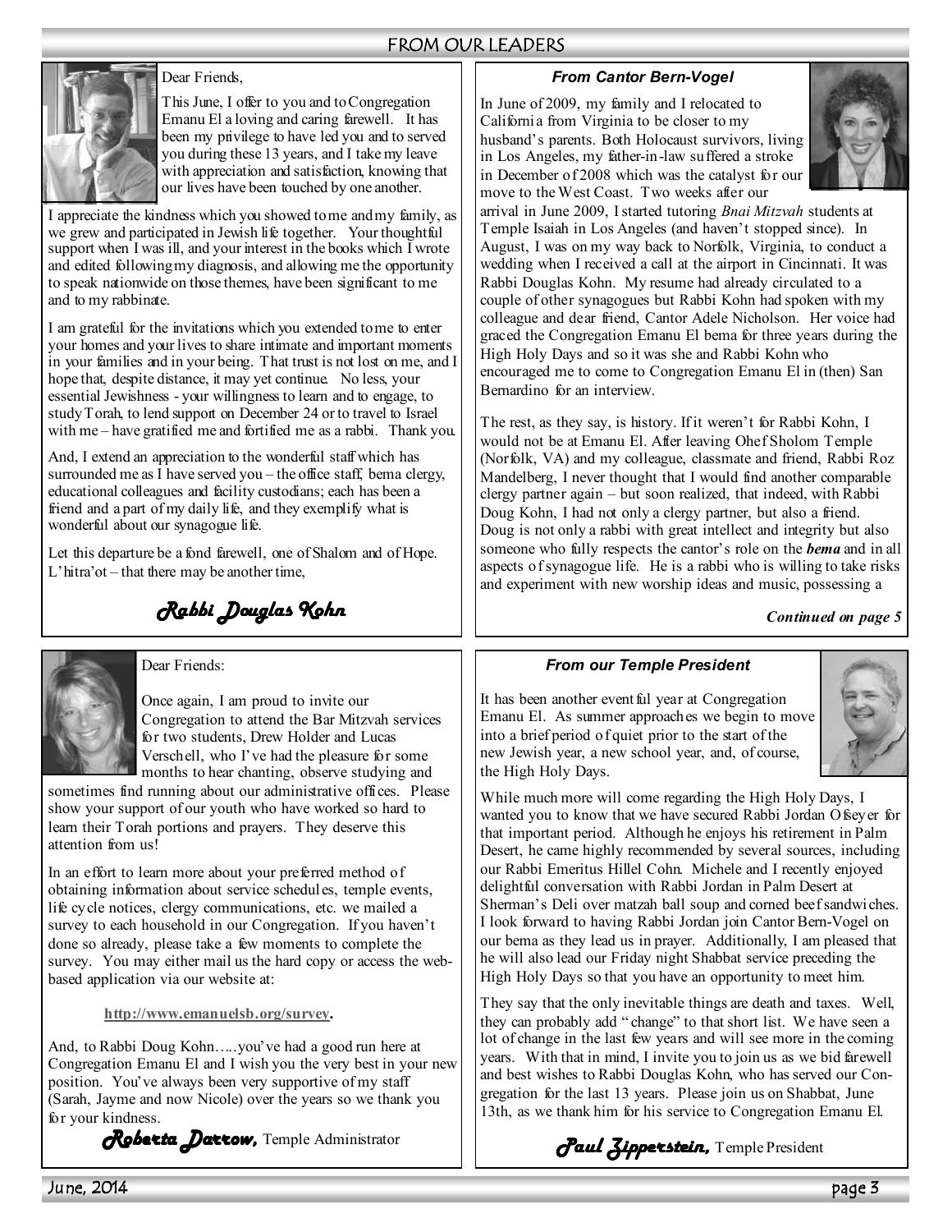## FROM OUR LEADERS

Dear Friends,

This June, I offer to you and to Congregation Emanu El a loving and caring farewell. It has been my privilege to have led you and to served you during these 13 years, and I take my leave with appreciation and satisfaction, knowing that our lives have been touched by one another.

I appreciate the kindness which you showed to me and my family, as we grew and participated in Jewish life together. Your thoughtful support when I was ill, and your interest in the books which I wrote and edited following my diagnosis, and allowing me the opportunity to speak nationwide on those themes, have been significant to me and to my rabbinate.

I am grateful for the invitations which you extended to me to enter your homes and your lives to share intimate and important moments in your families and in your being. That trust is not lost on me, and I hope that, despite distance, it may yet continue. No less, your essential Jewishness - your willingness to learn and to engage, to study Torah, to lend support on December 24 or to travel to Israel with me – have gratified me and fortified me as a rabbi. Thank you.

And, I extend an appreciation to the wonderful staff which has surrounded me as I have served you – the office staff, bema clergy, educational colleagues and facility custodians; each has been a friend and a part of my daily life, and they exemplify what is wonderful about our synagogue life.

Let this departure be a fond farewell, one of Shalom and of Hope. L'hitra'ot – that there may be another time,

***Rabbi Douglas Kohn***

### *From Cantor Bern-Vogel*

In June of 2009, my family and I relocated to California from Virginia to be closer to my husband's parents. Both Holocaust survivors, living in Los Angeles, my father-in-law suffered a stroke in December of 2008 which was the catalyst for our move to the West Coast. Two weeks after our arrival in June 2009, I started tutoring *Bnai Mitzvah* students at Temple Isaiah in Los Angeles (and haven't stopped since). In August, I was on my way back to Norfolk, Virginia, to conduct a wedding when I received a call at the airport in Cincinnati. It was Rabbi Douglas Kohn. My resume had already circulated to a couple of other synagogues but Rabbi Kohn had spoken with my colleague and dear friend, Cantor Adele Nicholson. Her voice had graced the Congregation Emanu El bema for three years during the High Holy Days and so it was she and Rabbi Kohn who encouraged me to come to Congregation Emanu El in (then) San Bernardino for an interview.

The rest, as they say, is history. If it weren't for Rabbi Kohn, I would not be at Emanu El. After leaving Ohef Sholom Temple (Norfolk, VA) and my colleague, classmate and friend, Rabbi Roz Mandelberg, I never thought that I would find another comparable clergy partner again – but soon realized, that indeed, with Rabbi Doug Kohn, I had not only a clergy partner, but also a friend. Doug is not only a rabbi with great intellect and integrity but also someone who fully respects the cantor's role on the ***bema*** and in all aspects of synagogue life. He is a rabbi who is willing to take risks and experiment with new worship ideas and music, possessing a

***Continued on page 5***

Dear Friends:

Once again, I am proud to invite our Congregation to attend the Bar Mitzvah services for two students, Drew Holder and Lucas Verschell, who I've had the pleasure for some months to hear chanting, observe studying and sometimes find running about our administrative offices. Please show your support of our youth who have worked so hard to learn their Torah portions and prayers. They deserve this attention from us!

In an effort to learn more about your preferred method of obtaining information about service schedules, temple events, life cycle notices, clergy communications, etc. we mailed a survey to each household in our Congregation. If you haven't done so already, please take a few moments to complete the survey. You may either mail us the hard copy or access the web-based application via our website at:

**http://www.emanuelsb.org/survey.**

And, to Rabbi Doug Kohn…..you've had a good run here at Congregation Emanu El and I wish you the very best in your new position. You've always been very supportive of my staff (Sarah, Jayme and now Nicole) over the years so we thank you for your kindness.

***Roberta Darrow,*** Temple Administrator

### *From our Temple President*

It has been another eventful year at Congregation Emanu El. As summer approaches we begin to move into a brief period of quiet prior to the start of the new Jewish year, a new school year, and, of course, the High Holy Days.

While much more will come regarding the High Holy Days, I wanted you to know that we have secured Rabbi Jordan Ofseyer for that important period. Although he enjoys his retirement in Palm Desert, he came highly recommended by several sources, including our Rabbi Emeritus Hillel Cohn. Michele and I recently enjoyed delightful conversation with Rabbi Jordan in Palm Desert at Sherman's Deli over matzah ball soup and corned beef sandwiches. I look forward to having Rabbi Jordan join Cantor Bern-Vogel on our bema as they lead us in prayer. Additionally, I am pleased that he will also lead our Friday night Shabbat service preceding the High Holy Days so that you have an opportunity to meet him.

They say that the only inevitable things are death and taxes. Well, they can probably add "change" to that short list. We have seen a lot of change in the last few years and will see more in the coming years. With that in mind, I invite you to join us as we bid farewell and best wishes to Rabbi Douglas Kohn, who has served our Congregation for the last 13 years. Please join us on Shabbat, June 13th, as we thank him for his service to Congregation Emanu El.

***Paul Zipperstein,*** Temple President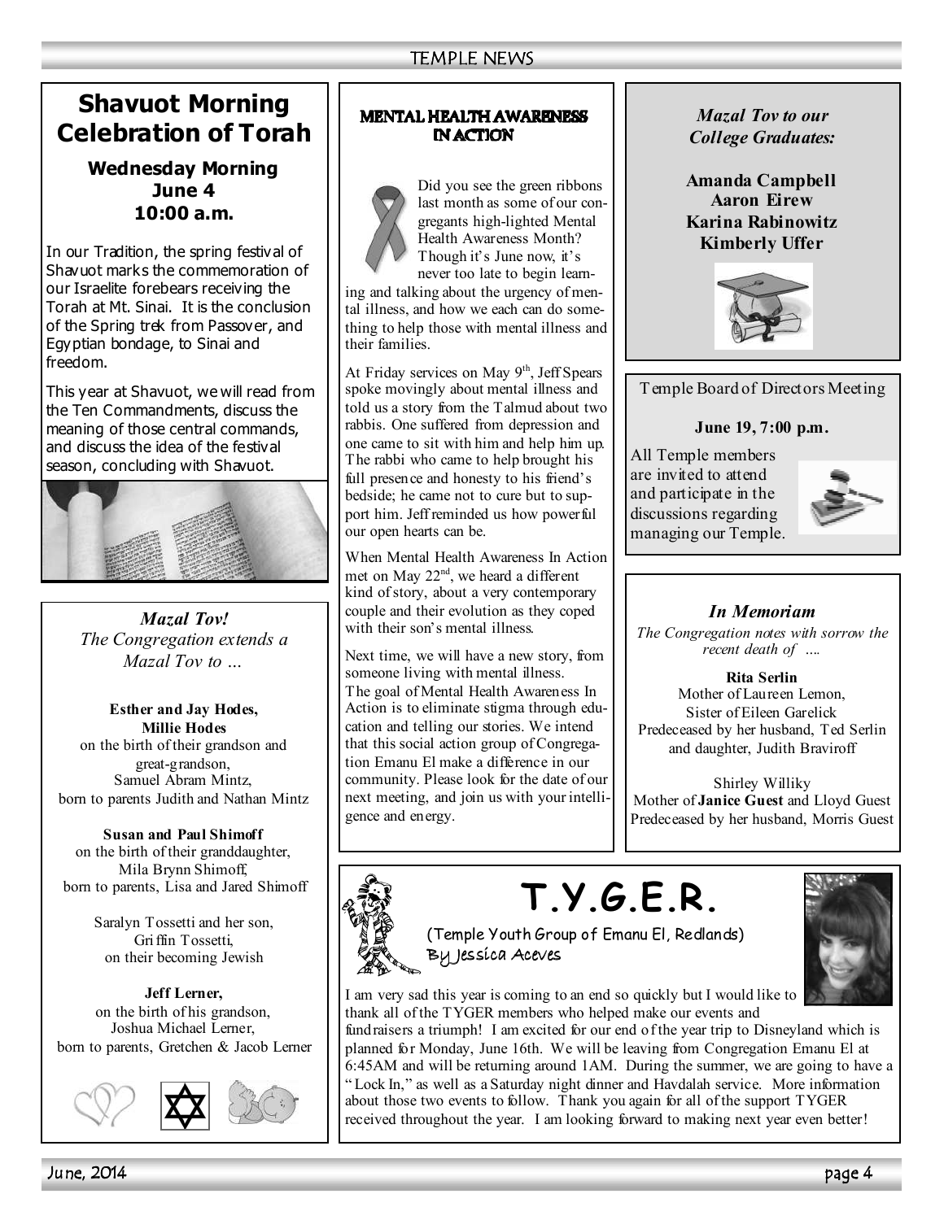# Shavuot Morning Celebration of Torah

**Wednesday Morning**
**June 4**
**10:00 a.m.**

In our Tradition, the spring festival of Shavuot marks the commemoration of our Israelite forebears receiving the Torah at Mt. Sinai. It is the conclusion of the Spring trek from Passover, and Egyptian bondage, to Sinai and freedom.

This year at Shavuot, we will read from the Ten Commandments, discuss the meaning of those central commands, and discuss the idea of the festival season, concluding with Shavuot.

*Mazal Tov!*
*The Congregation extends a Mazal Tov to …*

**Esther and Jay Hodes, Millie Hodes**
on the birth of their grandson and great-grandson,
Samuel Abram Mintz,
born to parents Judith and Nathan Mintz

**Susan and Paul Shimoff**
on the birth of their granddaughter,
Mila Brynn Shimoff,
born to parents, Lisa and Jared Shimoff

Saralyn Tossetti and her son,
Griffin Tossetti,
on their becoming Jewish

**Jeff Lerner,**
on the birth of his grandson,
Joshua Michael Lerner,
born to parents, Gretchen & Jacob Lerner

## MENTAL HEALTH AWARENESS IN ACTION

Did you see the green ribbons last month as some of our congregants high-lighted Mental Health Awareness Month? Though it's June now, it's never too late to begin learning and talking about the urgency of mental illness, and how we each can do something to help those with mental illness and their families.

At Friday services on May 9th, Jeff Spears spoke movingly about mental illness and told us a story from the Talmud about two rabbis. One suffered from depression and one came to sit with him and help him up. The rabbi who came to help brought his full presence and honesty to his friend's bedside; he came not to cure but to support him. Jeff reminded us how powerful our open hearts can be.

When Mental Health Awareness In Action met on May 22nd, we heard a different kind of story, about a very contemporary couple and their evolution as they coped with their son's mental illness.

Next time, we will have a new story, from someone living with mental illness.
The goal of Mental Health Awareness In Action is to eliminate stigma through education and telling our stories. We intend that this social action group of Congregation Emanu El make a difference in our community. Please look for the date of our next meeting, and join us with your intelligence and energy.

*Mazal Tov to our College Graduates:*

**Amanda Campbell**
**Aaron Eirew**
**Karina Rabinowitz**
**Kimberly Uffer**

Temple Board of Directors Meeting

**June 19, 7:00 p.m.**

All Temple members are invited to attend and participate in the discussions regarding managing our Temple.

### *In Memoriam*

*The Congregation notes with sorrow the recent death of ….*

**Rita Serlin**
Mother of Laureen Lemon,
Sister of Eileen Garelick
Predeceased by her husband, Ted Serlin
and daughter, Judith Braviroff

Shirley Williky
Mother of **Janice Guest** and Lloyd Guest
Predeceased by her husband, Morris Guest

# T.Y.G.E.R.

(Temple Youth Group of Emanu El, Redlands)
By Jessica Aceves

I am very sad this year is coming to an end so quickly but I would like to thank all of the TYGER members who helped make our events and fundraisers a triumph! I am excited for our end of the year trip to Disneyland which is planned for Monday, June 16th. We will be leaving from Congregation Emanu El at 6:45AM and will be returning around 1AM. During the summer, we are going to have a "Lock In," as well as a Saturday night dinner and Havdalah service. More information about those two events to follow. Thank you again for all of the support TYGER received throughout the year. I am looking forward to making next year even better!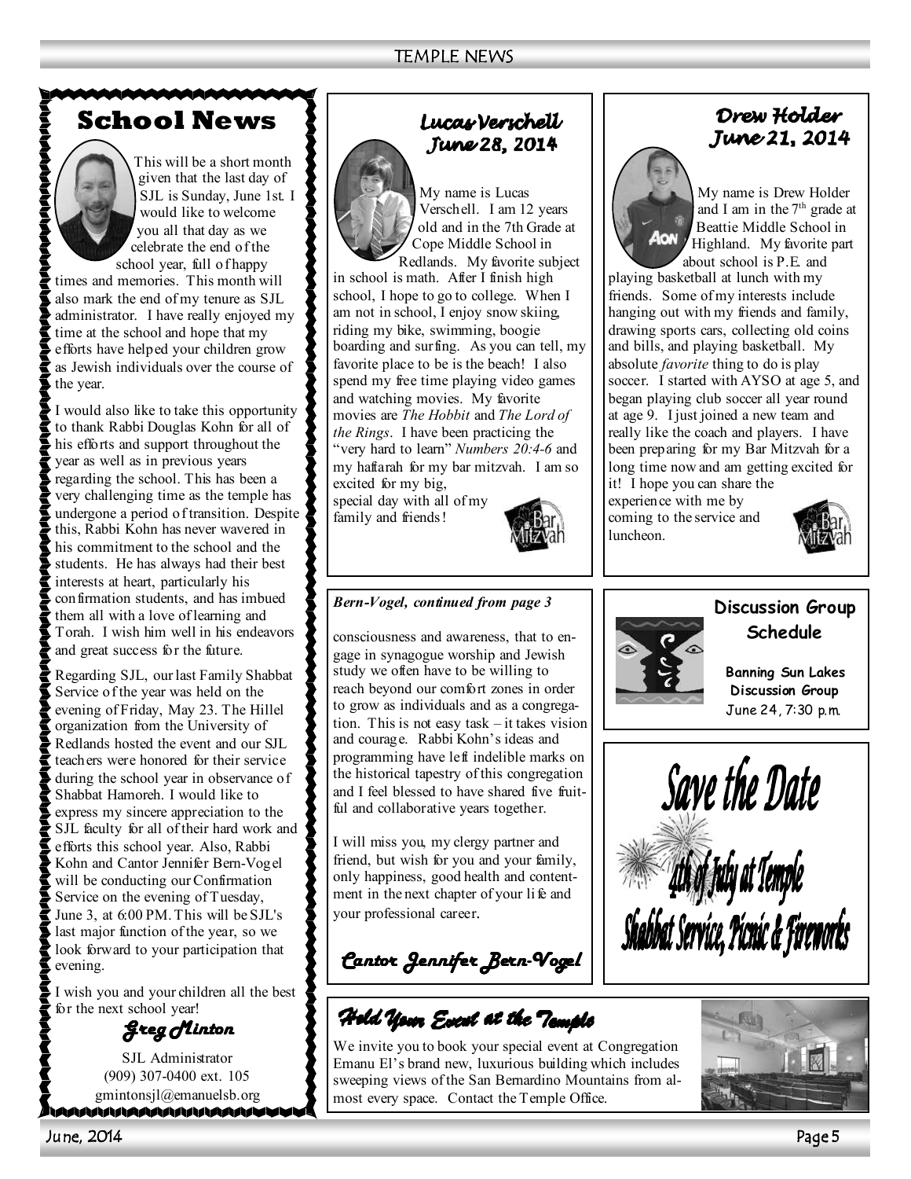## School News

This will be a short month given that the last day of SJL is Sunday, June 1st. I would like to welcome you all that day as we celebrate the end of the school year, full of happy times and memories. This month will also mark the end of my tenure as SJL administrator. I have really enjoyed my time at the school and hope that my efforts have helped your children grow as Jewish individuals over the course of the year.

I would also like to take this opportunity to thank Rabbi Douglas Kohn for all of his efforts and support throughout the year as well as in previous years regarding the school. This has been a very challenging time as the temple has undergone a period of transition. Despite this, Rabbi Kohn has never wavered in his commitment to the school and the students. He has always had their best interests at heart, particularly his confirmation students, and has imbued them all with a love of learning and Torah. I wish him well in his endeavors and great success for the future.

Regarding SJL, our last Family Shabbat Service of the year was held on the evening of Friday, May 23. The Hillel organization from the University of Redlands hosted the event and our SJL teachers were honored for their service during the school year in observance of Shabbat Hamoreh. I would like to express my sincere appreciation to the SJL faculty for all of their hard work and efforts this school year. Also, Rabbi Kohn and Cantor Jennifer Bern-Vogel will be conducting our Confirmation Service on the evening of Tuesday, June 3, at 6:00 PM. This will be SJL's last major function of the year, so we look forward to your participation that evening.

I wish you and your children all the best for the next school year!

*Greg Minton*

SJL Administrator
(909) 307-0400 ext. 105
gmintonsjl@emanuelsb.org

### Lucas Verschell
### June 28, 2014

My name is Lucas Verschell. I am 12 years old and in the 7th Grade at Cope Middle School in Redlands. My favorite subject in school is math. After I finish high school, I hope to go to college. When I am not in school, I enjoy snow skiing, riding my bike, swimming, boogie boarding and surfing. As you can tell, my favorite place to be is the beach! I also spend my free time playing video games and watching movies. My favorite movies are *The Hobbit* and *The Lord of the Rings*. I have been practicing the "very hard to learn" *Numbers 20:4-6* and my haftarah for my bar mitzvah. I am so excited for my big, special day with all of my family and friends!

### Drew Holder
### June 21, 2014

My name is Drew Holder and I am in the 7th grade at Beattie Middle School in Highland. My favorite part about school is P.E. and playing basketball at lunch with my friends. Some of my interests include hanging out with my friends and family, drawing sports cars, collecting old coins and bills, and playing basketball. My absolute *favorite* thing to do is play soccer. I started with AYSO at age 5, and began playing club soccer all year round at age 9. I just joined a new team and really like the coach and players. I have been preparing for my Bar Mitzvah for a long time now and am getting excited for it! I hope you can share the experience with me by coming to the service and luncheon.

***Bern-Vogel, continued from page 3***

consciousness and awareness, that to engage in synagogue worship and Jewish study we often have to be willing to reach beyond our comfort zones in order to grow as individuals and as a congregation. This is not easy task – it takes vision and courage. Rabbi Kohn's ideas and programming have left indelible marks on the historical tapestry of this congregation and I feel blessed to have shared five fruitful and collaborative years together.

I will miss you, my clergy partner and friend, but wish for you and your family, only happiness, good health and contentment in the next chapter of your life and your professional career.

*Cantor Jennifer Bern-Vogel*

### Discussion Group Schedule

**Banning Sun Lakes Discussion Group**
June 24, 7:30 p.m.

## Save the Date

**4th of July at Temple**
**Shabbat Service, Picnic & Fireworks**

### Hold Your Event at the Temple

We invite you to book your special event at Congregation Emanu El's brand new, luxurious building which includes sweeping views of the San Bernardino Mountains from almost every space. Contact the Temple Office.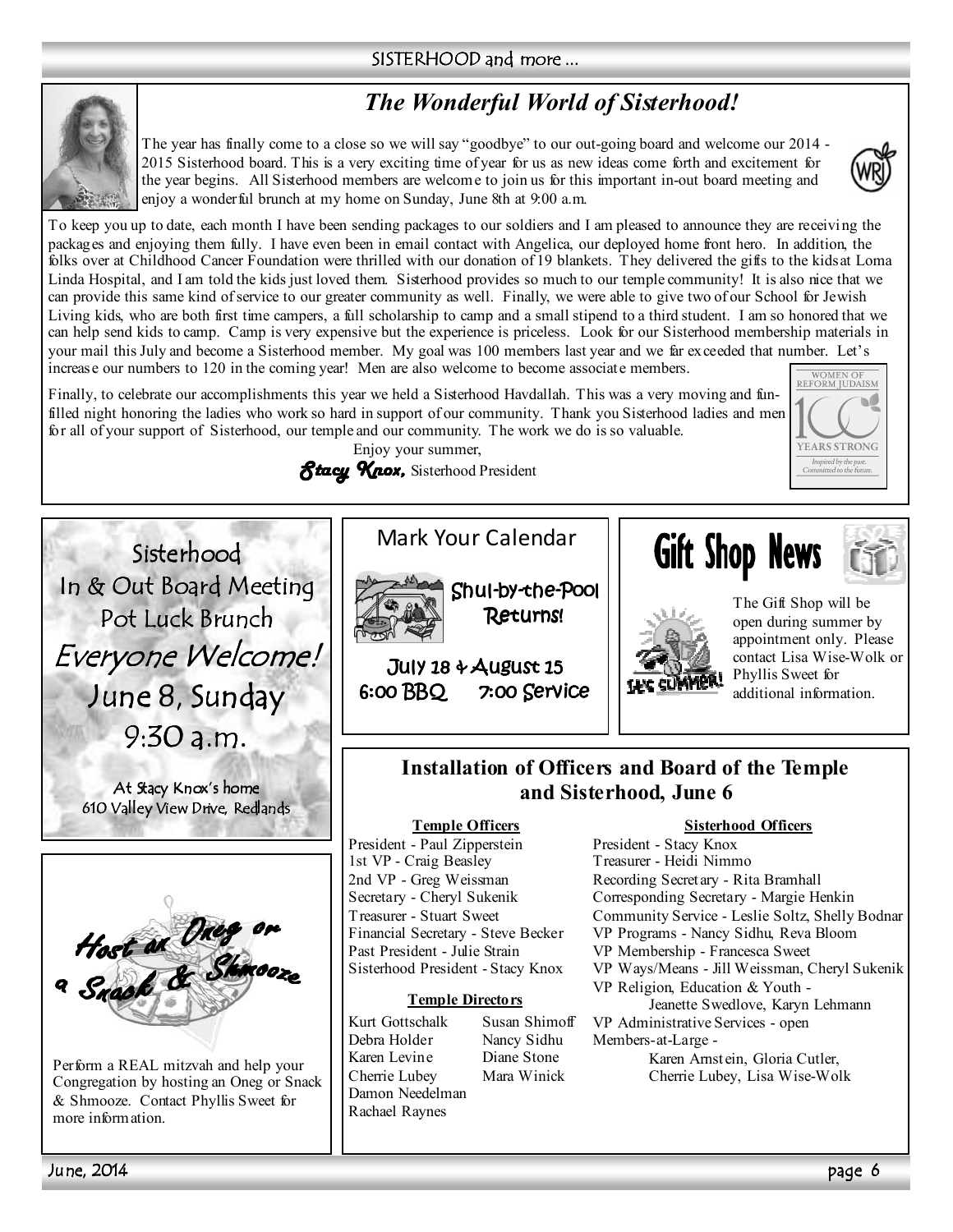## The Wonderful World of Sisterhood!

The year has finally come to a close so we will say "goodbye" to our out-going board and welcome our 2014 - 2015 Sisterhood board. This is a very exciting time of year for us as new ideas come forth and excitement for the year begins. All Sisterhood members are welcome to join us for this important in-out board meeting and enjoy a wonderful brunch at my home on Sunday, June 8th at 9:00 a.m.

To keep you up to date, each month I have been sending packages to our soldiers and I am pleased to announce they are receiving the packages and enjoying them fully. I have even been in email contact with Angelica, our deployed home front hero. In addition, the folks over at Childhood Cancer Foundation were thrilled with our donation of 19 blankets. They delivered the gifts to the kids at Loma Linda Hospital, and I am told the kids just loved them. Sisterhood provides so much to our temple community! It is also nice that we can provide this same kind of service to our greater community as well. Finally, we were able to give two of our School for Jewish Living kids, who are both first time campers, a full scholarship to camp and a small stipend to a third student. I am so honored that we can help send kids to camp. Camp is very expensive but the experience is priceless. Look for our Sisterhood membership materials in your mail this July and become a Sisterhood member. My goal was 100 members last year and we far exceeded that number. Let's increase our numbers to 120 in the coming year! Men are also welcome to become associate members.

Finally, to celebrate our accomplishments this year we held a Sisterhood Havdallah. This was a very moving and fun-filled night honoring the ladies who work so hard in support of our community. Thank you Sisterhood ladies and men for all of your support of Sisterhood, our temple and our community. The work we do is so valuable.

Enjoy your summer,

***Stacy Knox,*** Sisterhood President

WOMEN OF REFORM JUDAISM 100 YEARS STRONG — Inspired by the past. Committed to the future.

---

Sisterhood
In & Out Board Meeting
Pot Luck Brunch
*Everyone Welcome!*
June 8, Sunday
9:30 a.m.

At Stacy Knox's home
610 Valley View Drive, Redlands

---

### Mark Your Calendar

**Shul-by-the-Pool Returns!**

July 18 & August 15
6:00 BBQ  7:00 Service

---

## Gift Shop News

The Gift Shop will be open during summer by appointment only. Please contact Lisa Wise-Wolk or Phyllis Sweet for additional information.

---

### Host an Oneg or a Snack & Shmooze

Perform a REAL mitzvah and help your Congregation by hosting an Oneg or Snack & Shmooze. Contact Phyllis Sweet for more information.

---

### Installation of Officers and Board of the Temple and Sisterhood, June 6

**Temple Officers**

President - Paul Zipperstein
1st VP - Craig Beasley
2nd VP - Greg Weissman
Secretary - Cheryl Sukenik
Treasurer - Stuart Sweet
Financial Secretary - Steve Becker
Past President - Julie Strain
Sisterhood President - Stacy Knox

**Temple Directors**

Kurt Gottschalk
Debra Holder
Karen Levine
Cherrie Lubey
Damon Needelman
Rachael Raynes
Susan Shimoff
Nancy Sidhu
Diane Stone
Mara Winick

**Sisterhood Officers**

President - Stacy Knox
Treasurer - Heidi Nimmo
Recording Secretary - Rita Bramhall
Corresponding Secretary - Margie Henkin
Community Service - Leslie Soltz, Shelly Bodnar
VP Programs - Nancy Sidhu, Reva Bloom
VP Membership - Francesca Sweet
VP Ways/Means - Jill Weissman, Cheryl Sukenik
VP Religion, Education & Youth - Jeanette Swedlove, Karyn Lehmann
VP Administrative Services - open
Members-at-Large - Karen Arnstein, Gloria Cutler, Cherrie Lubey, Lisa Wise-Wolk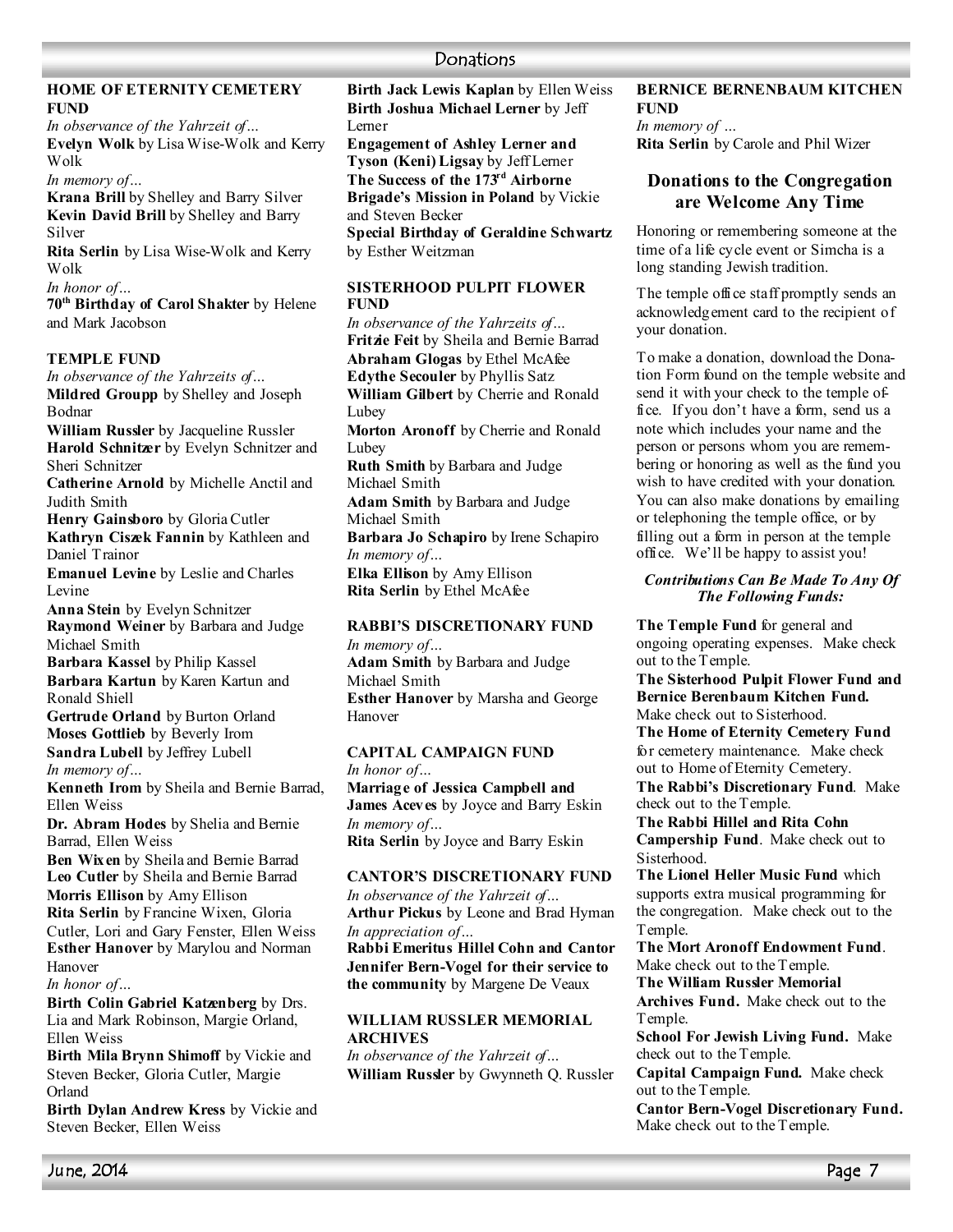# Donations

## HOME OF ETERNITY CEMETERY FUND

*In observance of the Yahrzeit of…*

**Evelyn Wolk** by Lisa Wise-Wolk and Kerry Wolk

*In memory of…*

**Krana Brill** by Shelley and Barry Silver

**Kevin David Brill** by Shelley and Barry Silver

**Rita Serlin** by Lisa Wise-Wolk and Kerry Wolk

*In honor of…*

**70th Birthday of Carol Shakter** by Helene and Mark Jacobson

## TEMPLE FUND

*In observance of the Yahrzeits of…*

**Mildred Groupp** by Shelley and Joseph Bodnar

**William Russler** by Jacqueline Russler

**Harold Schnitzer** by Evelyn Schnitzer and Sheri Schnitzer

**Catherine Arnold** by Michelle Anctil and Judith Smith

**Henry Gainsboro** by Gloria Cutler

**Kathryn Ciszek Fannin** by Kathleen and Daniel Trainor

**Emanuel Levine** by Leslie and Charles Levine

**Anna Stein** by Evelyn Schnitzer

**Raymond Weiner** by Barbara and Judge Michael Smith

**Barbara Kassel** by Philip Kassel

**Barbara Kartun** by Karen Kartun and Ronald Shiell

**Gertrude Orland** by Burton Orland

**Moses Gottlieb** by Beverly Irom

**Sandra Lubell** by Jeffrey Lubell

*In memory of…*

**Kenneth Irom** by Sheila and Bernie Barrad, Ellen Weiss

**Dr. Abram Hodes** by Shelia and Bernie Barrad, Ellen Weiss

**Ben Wixen** by Sheila and Bernie Barrad

**Leo Cutler** by Sheila and Bernie Barrad

**Morris Ellison** by Amy Ellison

**Rita Serlin** by Francine Wixen, Gloria Cutler, Lori and Gary Fenster, Ellen Weiss

**Esther Hanover** by Marylou and Norman Hanover

*In honor of…*

**Birth Colin Gabriel Katzenberg** by Drs. Lia and Mark Robinson, Margie Orland, Ellen Weiss

**Birth Mila Brynn Shimoff** by Vickie and Steven Becker, Gloria Cutler, Margie Orland

**Birth Dylan Andrew Kress** by Vickie and Steven Becker, Ellen Weiss

**Birth Jack Lewis Kaplan** by Ellen Weiss

**Birth Joshua Michael Lerner** by Jeff Lerner

**Engagement of Ashley Lerner and Tyson (Keni) Ligsay** by Jeff Lerner

**The Success of the 173rd Airborne Brigade's Mission in Poland** by Vickie and Steven Becker

**Special Birthday of Geraldine Schwartz** by Esther Weitzman

## SISTERHOOD PULPIT FLOWER FUND

*In observance of the Yahrzeits of…*

**Fritzie Feit** by Sheila and Bernie Barrad

**Abraham Glogas** by Ethel McAfee

**Edythe Secouler** by Phyllis Satz

**William Gilbert** by Cherrie and Ronald Lubey

**Morton Aronoff** by Cherrie and Ronald Lubey

**Ruth Smith** by Barbara and Judge Michael Smith

**Adam Smith** by Barbara and Judge Michael Smith

**Barbara Jo Schapiro** by Irene Schapiro

*In memory of…*

**Elka Ellison** by Amy Ellison

**Rita Serlin** by Ethel McAfee

## RABBI'S DISCRETIONARY FUND

*In memory of…*

**Adam Smith** by Barbara and Judge Michael Smith

**Esther Hanover** by Marsha and George Hanover

## CAPITAL CAMPAIGN FUND

*In honor of…*

**Marriage of Jessica Campbell and James Aceves** by Joyce and Barry Eskin

*In memory of…*

**Rita Serlin** by Joyce and Barry Eskin

## CANTOR'S DISCRETIONARY FUND

*In observance of the Yahrzeit of…*

**Arthur Pickus** by Leone and Brad Hyman

*In appreciation of…*

**Rabbi Emeritus Hillel Cohn and Cantor Jennifer Bern-Vogel for their service to the community** by Margene De Veaux

## WILLIAM RUSSLER MEMORIAL ARCHIVES

*In observance of the Yahrzeit of…*

**William Russler** by Gwynneth Q. Russler

## BERNICE BERNENBAUM KITCHEN FUND

*In memory of …*

**Rita Serlin** by Carole and Phil Wizer

## Donations to the Congregation are Welcome Any Time

Honoring or remembering someone at the time of a life cycle event or Simcha is a long standing Jewish tradition.

The temple office staff promptly sends an acknowledgement card to the recipient of your donation.

To make a donation, download the Donation Form found on the temple website and send it with your check to the temple office. If you don't have a form, send us a note which includes your name and the person or persons whom you are remembering or honoring as well as the fund you wish to have credited with your donation. You can also make donations by emailing or telephoning the temple office, or by filling out a form in person at the temple office. We'll be happy to assist you!

***Contributions Can Be Made To Any Of The Following Funds:***

**The Temple Fund** for general and ongoing operating expenses. Make check out to the Temple.

**The Sisterhood Pulpit Flower Fund and Bernice Berenbaum Kitchen Fund.** Make check out to Sisterhood.

**The Home of Eternity Cemetery Fund** for cemetery maintenance. Make check out to Home of Eternity Cemetery.

**The Rabbi's Discretionary Fund**. Make check out to the Temple.

**The Rabbi Hillel and Rita Cohn Campership Fund**. Make check out to Sisterhood.

**The Lionel Heller Music Fund** which supports extra musical programming for the congregation. Make check out to the Temple.

**The Mort Aronoff Endowment Fund**. Make check out to the Temple.

**The William Russler Memorial Archives Fund.** Make check out to the Temple.

**School For Jewish Living Fund.** Make check out to the Temple.

**Capital Campaign Fund.** Make check out to the Temple.

**Cantor Bern-Vogel Discretionary Fund.** Make check out to the Temple.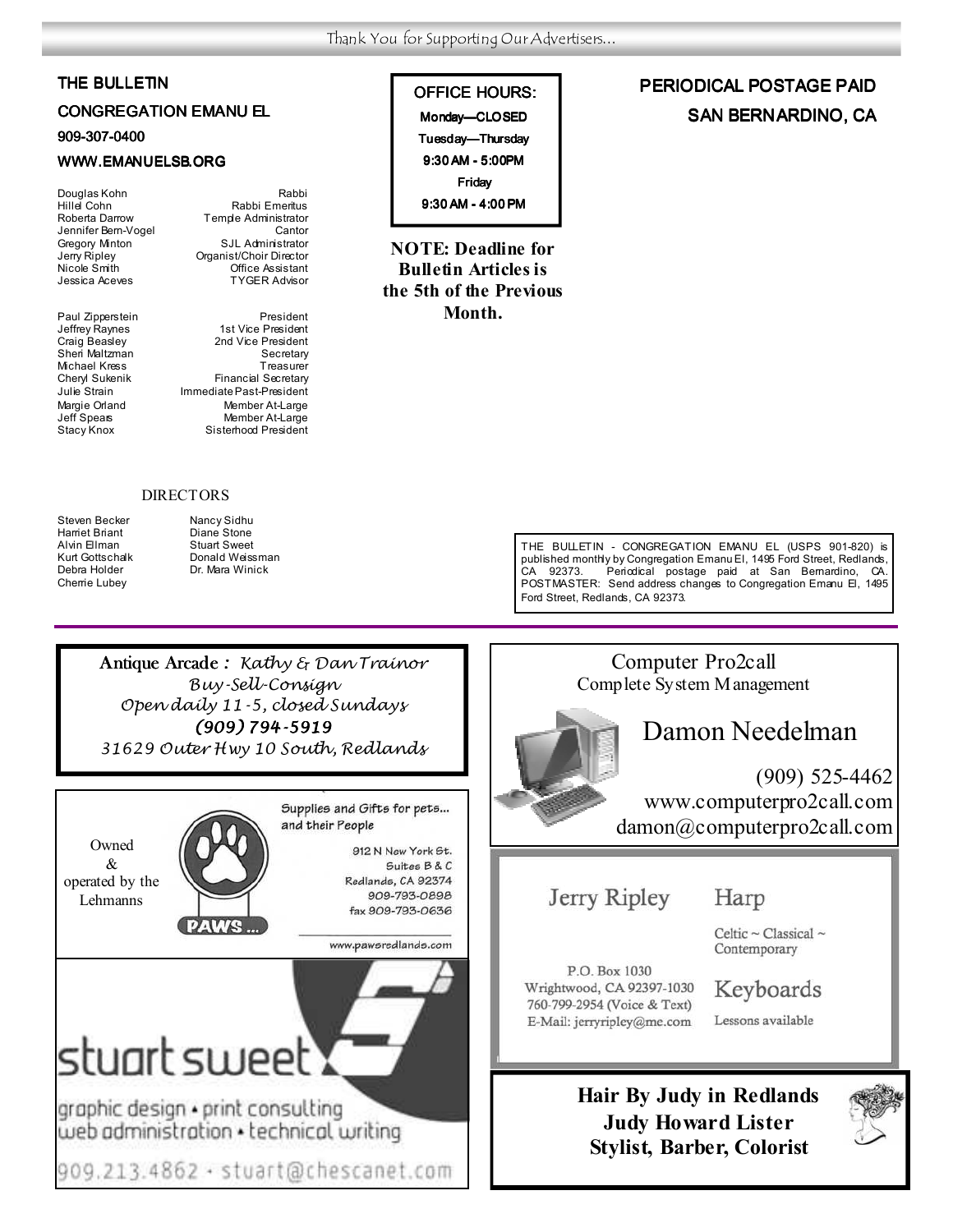Thank You for Supporting Our Advertisers...

**THE BULLETIN**

**CONGREGATION EMANU EL**

**909-307-0400**

**WWW.EMANUELSB.ORG**

| | |
|---|---|
| Douglas Kohn | Rabbi |
| Hillel Cohn | Rabbi Emeritus |
| Roberta Darrow | Temple Administrator |
| Jennifer Bern-Vogel | Cantor |
| Gregory Minton | SJL Administrator |
| Jerry Ripley | Organist/Choir Director |
| Nicole Smith | Office Assistant |
| Jessica Aceves | TYGER Advisor |

| | |
|---|---|
| Paul Zipperstein | President |
| Jeffrey Raynes | 1st Vice President |
| Craig Beasley | 2nd Vice President |
| Sheri Maltzman | Secretary |
| Michael Kress | Treasurer |
| Cheryl Sukenik | Financial Secretary |
| Julie Strain | Immediate Past-President |
| Margie Orland | Member At-Large |
| Jeff Spears | Member At-Large |
| Stacy Knox | Sisterhood President |

DIRECTORS

| | |
|---|---|
| Steven Becker | Nancy Sidhu |
| Harriet Briant | Diane Stone |
| Alvin Ellman | Stuart Sweet |
| Kurt Gottschalk | Donald Weissman |
| Debra Holder | Dr. Mara Winick |
| Cherrie Lubey | |

**OFFICE HOURS:**

**Monday—CLOSED**

**Tuesday—Thursday**

**9:30 AM - 5:00PM**

**Friday**

**9:30 AM - 4:00 PM**

**NOTE: Deadline for Bulletin Articles is the 5th of the Previous Month.**

**PERIODICAL POSTAGE PAID**

**SAN BERNARDINO, CA**

THE BULLETIN - CONGREGATION EMANU EL (USPS 901-820) is published monthly by Congregation Emanu El, 1495 Ford Street, Redlands, CA 92373. Periodical postage paid at San Bernardino, CA. POSTMASTER: Send address changes to Congregation Emanu El, 1495 Ford Street, Redlands, CA 92373.

---

**Antique Arcade :** *Kathy & Dan Trainor*
*Buy-Sell-Consign*
*Open daily 11-5, closed Sundays*
***(909) 794-5919***
*31629 Outer Hwy 10 South, Redlands*

---

Computer Pro2call
Complete System Management

Damon Needelman

(909) 525-4462
www.computerpro2call.com
damon@computerpro2call.com

---

Owned & operated by the Lehmanns

PAWS...

Supplies and Gifts for pets... and their People

912 N New York St.
Suites B & C
Redlands, CA 92374
909-793-0898
fax 909-793-0636

www.pawsredlands.com

---

Jerry Ripley

Harp
Celtic ~ Classical ~ Contemporary

Keyboards
Lessons available

P.O. Box 1030
Wrightwood, CA 92397-1030
760-799-2954 (Voice & Text)
E-Mail: jerryripley@me.com

---

stuart sweet

graphic design • print consulting
web administration • technical writing

909.213.4862 • stuart@chescanet.com

---

**Hair By Judy in Redlands**
**Judy Howard Lister**
**Stylist, Barber, Colorist**